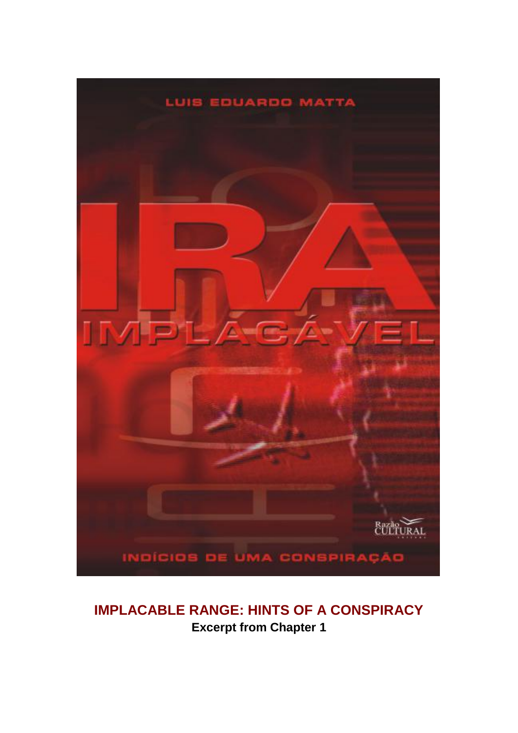LUIS EDUARDO MATTA

# IRA IMPLACÁVEL

INDÍCIOS DE UMA CONSPIRAÇÃO

Razão Cultural

## IMPLACABLE RANGE: HINTS OF A CONSPIRACY

**Excerpt from Chapter 1**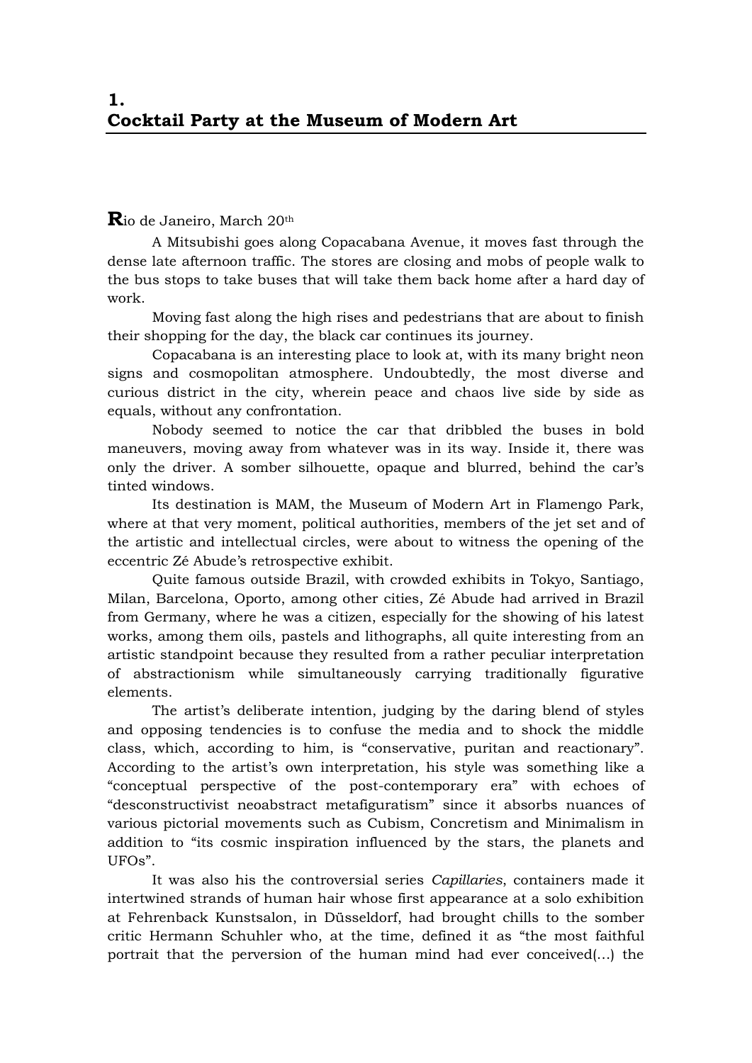# 1.
# Cocktail Party at the Museum of Modern Art

**R**io de Janeiro, March 20th

A Mitsubishi goes along Copacabana Avenue, it moves fast through the dense late afternoon traffic. The stores are closing and mobs of people walk to the bus stops to take buses that will take them back home after a hard day of work.

Moving fast along the high rises and pedestrians that are about to finish their shopping for the day, the black car continues its journey.

Copacabana is an interesting place to look at, with its many bright neon signs and cosmopolitan atmosphere. Undoubtedly, the most diverse and curious district in the city, wherein peace and chaos live side by side as equals, without any confrontation.

Nobody seemed to notice the car that dribbled the buses in bold maneuvers, moving away from whatever was in its way. Inside it, there was only the driver. A somber silhouette, opaque and blurred, behind the car's tinted windows.

Its destination is MAM, the Museum of Modern Art in Flamengo Park, where at that very moment, political authorities, members of the jet set and of the artistic and intellectual circles, were about to witness the opening of the eccentric Zé Abude's retrospective exhibit.

Quite famous outside Brazil, with crowded exhibits in Tokyo, Santiago, Milan, Barcelona, Oporto, among other cities, Zé Abude had arrived in Brazil from Germany, where he was a citizen, especially for the showing of his latest works, among them oils, pastels and lithographs, all quite interesting from an artistic standpoint because they resulted from a rather peculiar interpretation of abstractionism while simultaneously carrying traditionally figurative elements.

The artist's deliberate intention, judging by the daring blend of styles and opposing tendencies is to confuse the media and to shock the middle class, which, according to him, is "conservative, puritan and reactionary". According to the artist's own interpretation, his style was something like a "conceptual perspective of the post-contemporary era" with echoes of "desconstructivist neoabstract metafiguratism" since it absorbs nuances of various pictorial movements such as Cubism, Concretism and Minimalism in addition to "its cosmic inspiration influenced by the stars, the planets and UFOs".

It was also his the controversial series *Capillaries*, containers made it intertwined strands of human hair whose first appearance at a solo exhibition at Fehrenback Kunstsalon, in Düsseldorf, had brought chills to the somber critic Hermann Schuhler who, at the time, defined it as "the most faithful portrait that the perversion of the human mind had ever conceived(...) the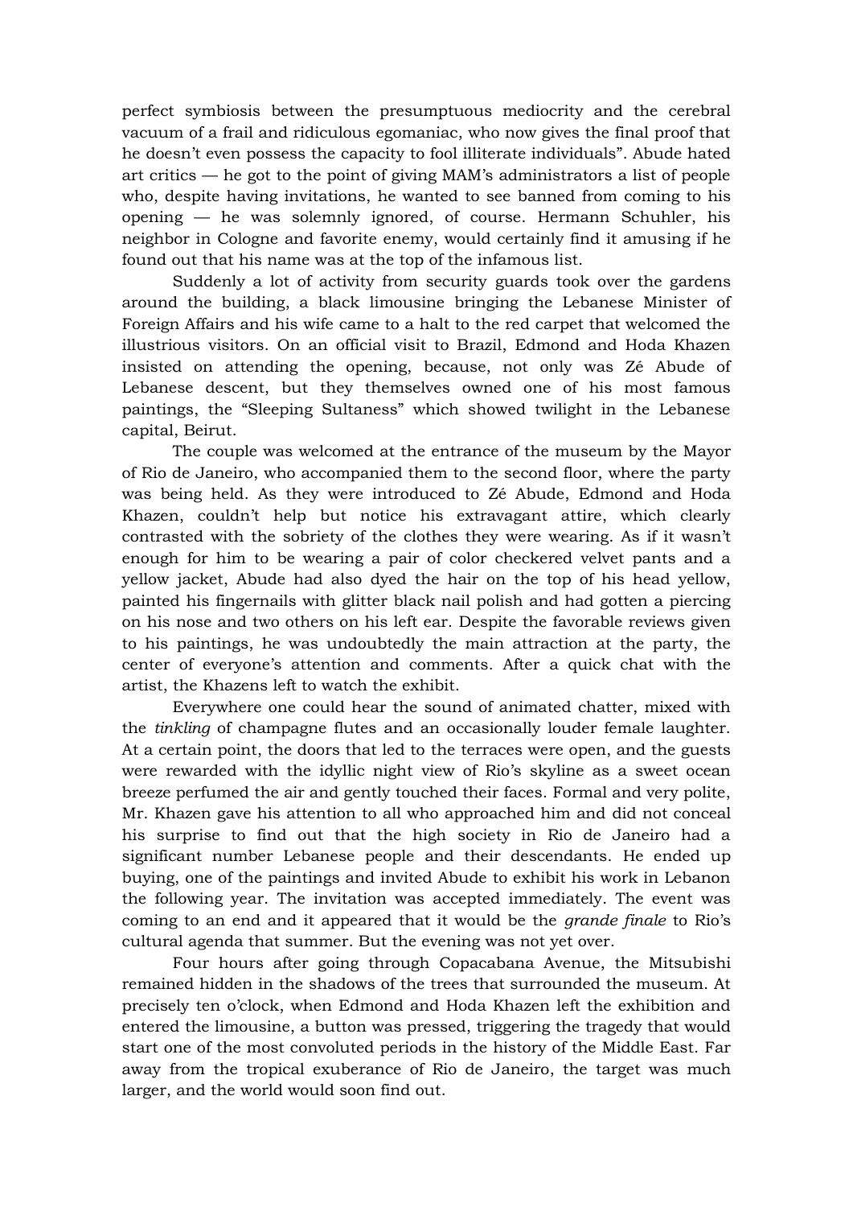perfect symbiosis between the presumptuous mediocrity and the cerebral vacuum of a frail and ridiculous egomaniac, who now gives the final proof that he doesn't even possess the capacity to fool illiterate individuals". Abude hated art critics — he got to the point of giving MAM's administrators a list of people who, despite having invitations, he wanted to see banned from coming to his opening — he was solemnly ignored, of course. Hermann Schuhler, his neighbor in Cologne and favorite enemy, would certainly find it amusing if he found out that his name was at the top of the infamous list.

Suddenly a lot of activity from security guards took over the gardens around the building, a black limousine bringing the Lebanese Minister of Foreign Affairs and his wife came to a halt to the red carpet that welcomed the illustrious visitors. On an official visit to Brazil, Edmond and Hoda Khazen insisted on attending the opening, because, not only was Zé Abude of Lebanese descent, but they themselves owned one of his most famous paintings, the "Sleeping Sultaness" which showed twilight in the Lebanese capital, Beirut.

The couple was welcomed at the entrance of the museum by the Mayor of Rio de Janeiro, who accompanied them to the second floor, where the party was being held. As they were introduced to Zé Abude, Edmond and Hoda Khazen, couldn't help but notice his extravagant attire, which clearly contrasted with the sobriety of the clothes they were wearing. As if it wasn't enough for him to be wearing a pair of color checkered velvet pants and a yellow jacket, Abude had also dyed the hair on the top of his head yellow, painted his fingernails with glitter black nail polish and had gotten a piercing on his nose and two others on his left ear. Despite the favorable reviews given to his paintings, he was undoubtedly the main attraction at the party, the center of everyone's attention and comments. After a quick chat with the artist, the Khazens left to watch the exhibit.

Everywhere one could hear the sound of animated chatter, mixed with the *tinkling* of champagne flutes and an occasionally louder female laughter. At a certain point, the doors that led to the terraces were open, and the guests were rewarded with the idyllic night view of Rio's skyline as a sweet ocean breeze perfumed the air and gently touched their faces. Formal and very polite, Mr. Khazen gave his attention to all who approached him and did not conceal his surprise to find out that the high society in Rio de Janeiro had a significant number Lebanese people and their descendants. He ended up buying, one of the paintings and invited Abude to exhibit his work in Lebanon the following year. The invitation was accepted immediately. The event was coming to an end and it appeared that it would be the *grande finale* to Rio's cultural agenda that summer. But the evening was not yet over.

Four hours after going through Copacabana Avenue, the Mitsubishi remained hidden in the shadows of the trees that surrounded the museum. At precisely ten o'clock, when Edmond and Hoda Khazen left the exhibition and entered the limousine, a button was pressed, triggering the tragedy that would start one of the most convoluted periods in the history of the Middle East. Far away from the tropical exuberance of Rio de Janeiro, the target was much larger, and the world would soon find out.